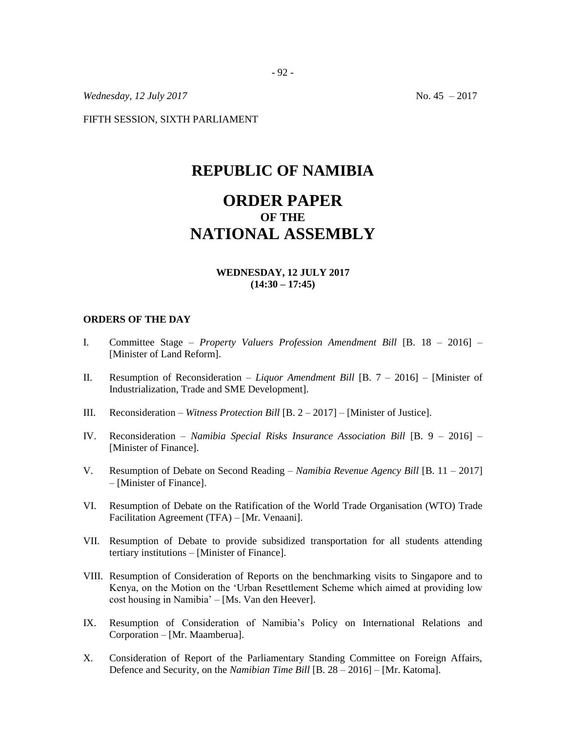*Wednesday, 12 July 2017* No. 45 – 2017

FIFTH SESSION, SIXTH PARLIAMENT

# REPUBLIC OF NAMIBIA

# ORDER PAPER
## OF THE
# NATIONAL ASSEMBLY

**WEDNESDAY, 12 JULY 2017**
**(14:30 – 17:45)**

**ORDERS OF THE DAY**

I. Committee Stage – *Property Valuers Profession Amendment Bill* [B. 18 – 2016] – [Minister of Land Reform].

II. Resumption of Reconsideration – *Liquor Amendment Bill* [B. 7 – 2016] – [Minister of Industrialization, Trade and SME Development].

III. Reconsideration – *Witness Protection Bill* [B. 2 – 2017] – [Minister of Justice].

IV. Reconsideration – *Namibia Special Risks Insurance Association Bill* [B. 9 – 2016] – [Minister of Finance].

V. Resumption of Debate on Second Reading – *Namibia Revenue Agency Bill* [B. 11 – 2017] – [Minister of Finance].

VI. Resumption of Debate on the Ratification of the World Trade Organisation (WTO) Trade Facilitation Agreement (TFA) – [Mr. Venaani].

VII. Resumption of Debate to provide subsidized transportation for all students attending tertiary institutions – [Minister of Finance].

VIII. Resumption of Consideration of Reports on the benchmarking visits to Singapore and to Kenya, on the Motion on the 'Urban Resettlement Scheme which aimed at providing low cost housing in Namibia' – [Ms. Van den Heever].

IX. Resumption of Consideration of Namibia's Policy on International Relations and Corporation – [Mr. Maamberua].

X. Consideration of Report of the Parliamentary Standing Committee on Foreign Affairs, Defence and Security, on the *Namibian Time Bill* [B. 28 – 2016] – [Mr. Katoma].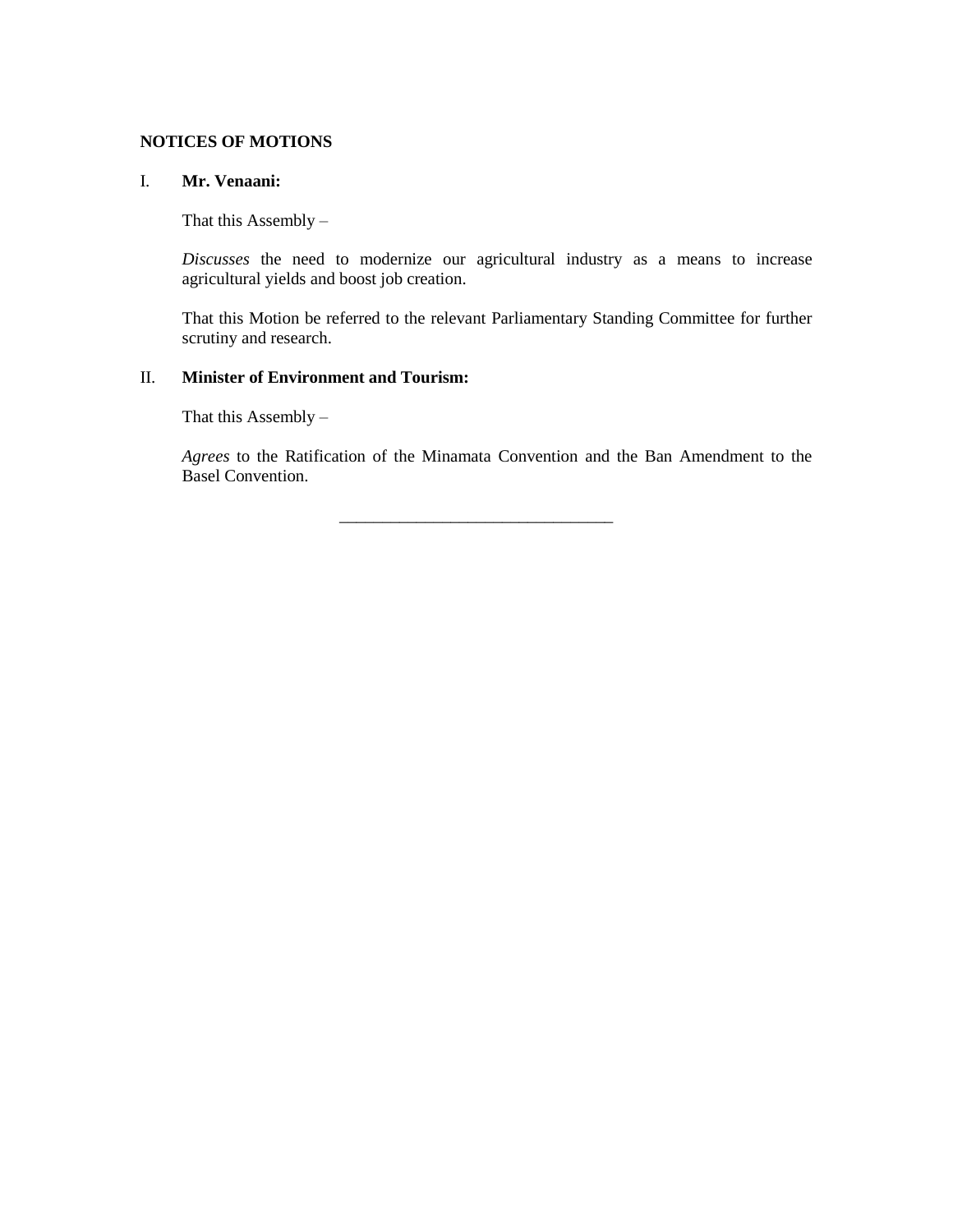**NOTICES OF MOTIONS**

I. **Mr. Venaani:**

That this Assembly –

*Discusses* the need to modernize our agricultural industry as a means to increase agricultural yields and boost job creation.

That this Motion be referred to the relevant Parliamentary Standing Committee for further scrutiny and research.

II. **Minister of Environment and Tourism:**

That this Assembly –

*Agrees* to the Ratification of the Minamata Convention and the Ban Amendment to the Basel Convention.

---